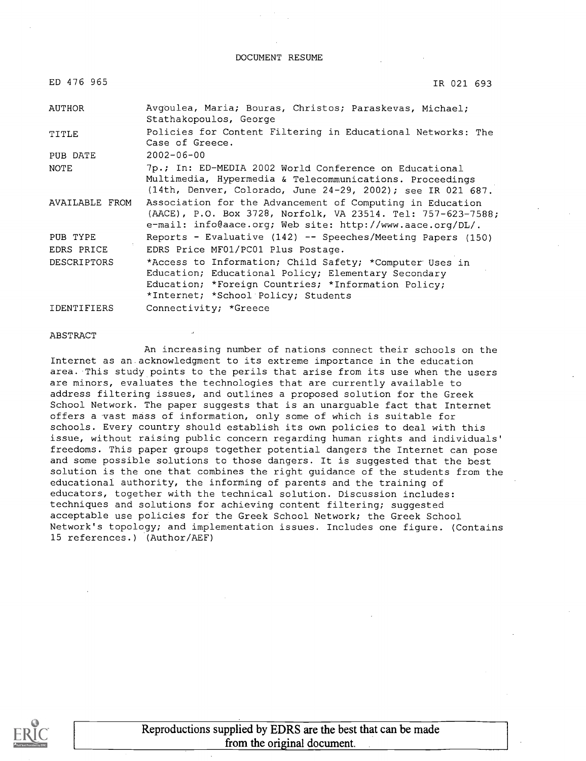DOCUMENT RESUME

ED 476 965 IR 021 693

| | |
|---|---|
| AUTHOR | Avgoulea, Maria; Bouras, Christos; Paraskevas, Michael; Stathakopoulos, George |
| TITLE | Policies for Content Filtering in Educational Networks: The Case of Greece. |
| PUB DATE | 2002-06-00 |
| NOTE | 7p.; In: ED-MEDIA 2002 World Conference on Educational Multimedia, Hypermedia & Telecommunications. Proceedings (14th, Denver, Colorado, June 24-29, 2002); see IR 021 687. |
| AVAILABLE FROM | Association for the Advancement of Computing in Education (AACE), P.O. Box 3728, Norfolk, VA 23514. Tel: 757-623-7588; e-mail: info@aace.org; Web site: http://www.aace.org/DL/. |
| PUB TYPE | Reports - Evaluative (142) -- Speeches/Meeting Papers (150) |
| EDRS PRICE | EDRS Price MF01/PC01 Plus Postage. |
| DESCRIPTORS | *Access to Information; Child Safety; *Computer Uses in Education; Educational Policy; Elementary Secondary Education; *Foreign Countries; *Information Policy; *Internet; *School Policy; Students |
| IDENTIFIERS | Connectivity; *Greece |

ABSTRACT

An increasing number of nations connect their schools on the Internet as an acknowledgment to its extreme importance in the education area. This study points to the perils that arise from its use when the users are minors, evaluates the technologies that are currently available to address filtering issues, and outlines a proposed solution for the Greek School Network. The paper suggests that is an unarguable fact that Internet offers a vast mass of information, only some of which is suitable for schools. Every country should establish its own policies to deal with this issue, without raising public concern regarding human rights and individuals' freedoms. This paper groups together potential dangers the Internet can pose and some possible solutions to those dangers. It is suggested that the best solution is the one that combines the right guidance of the students from the educational authority, the informing of parents and the training of educators, together with the technical solution. Discussion includes: techniques and solutions for achieving content filtering; suggested acceptable use policies for the Greek School Network; the Greek School Network's topology; and implementation issues. Includes one figure. (Contains 15 references.) (Author/AEF)

Reproductions supplied by EDRS are the best that can be made from the original document.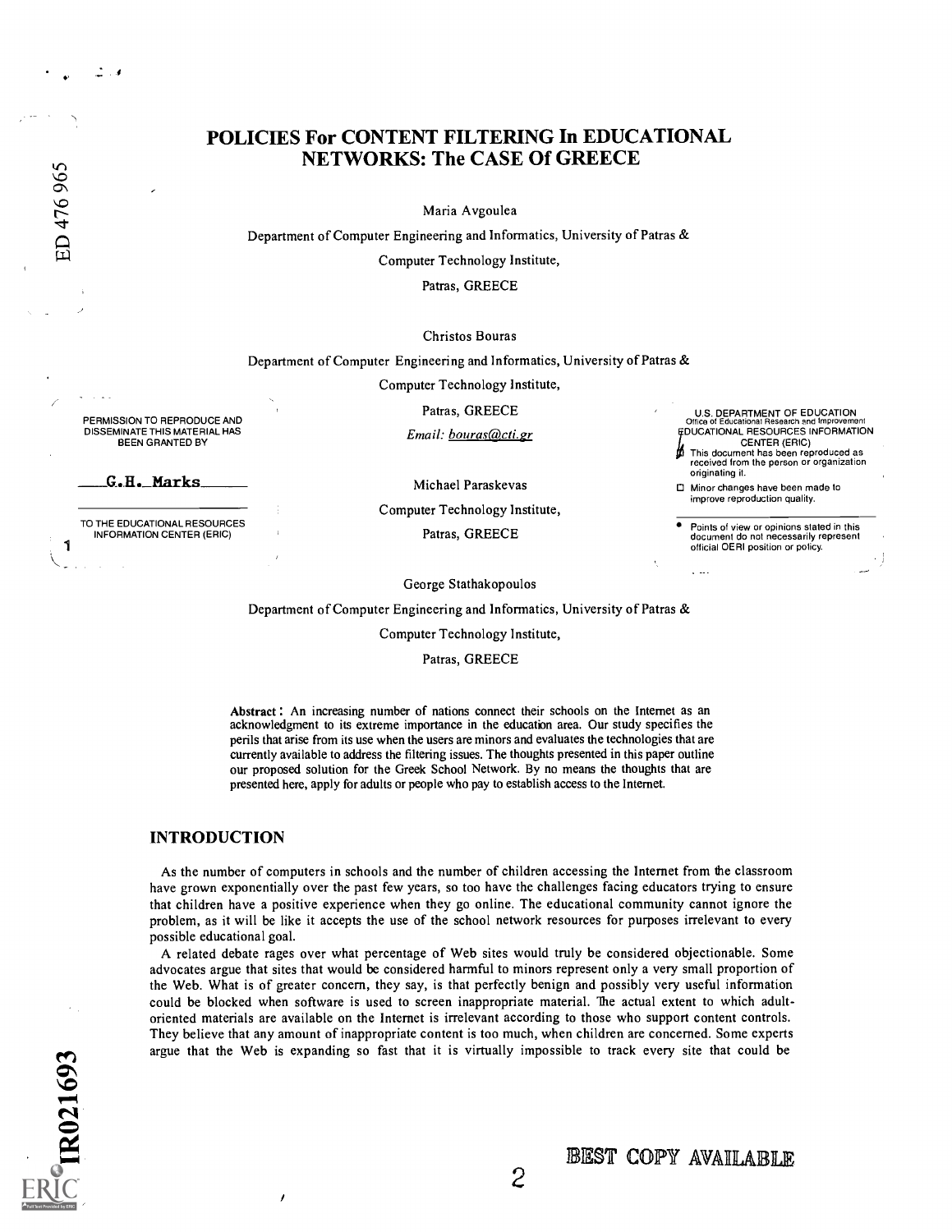# POLICIES For CONTENT FILTERING In EDUCATIONAL NETWORKS: The CASE Of GREECE

Maria Avgoulea

Department of Computer Engineering and Informatics, University of Patras &

Computer Technology Institute,

Patras, GREECE

Christos Bouras

Department of Computer Engineering and Informatics, University of Patras &

Computer Technology Institute,

Patras, GREECE

*Email: bouras@cti.gr*

Michael Paraskevas

Computer Technology Institute,

Patras, GREECE

George Stathakopoulos

Department of Computer Engineering and Informatics, University of Patras &

Computer Technology Institute,

Patras, GREECE

**Abstract:** An increasing number of nations connect their schools on the Internet as an acknowledgment to its extreme importance in the education area. Our study specifies the perils that arise from its use when the users are minors and evaluates the technologies that are currently available to address the filtering issues. The thoughts presented in this paper outline our proposed solution for the Greek School Network. By no means the thoughts that are presented here, apply for adults or people who pay to establish access to the Internet.

## INTRODUCTION

As the number of computers in schools and the number of children accessing the Internet from the classroom have grown exponentially over the past few years, so too have the challenges facing educators trying to ensure that children have a positive experience when they go online. The educational community cannot ignore the problem, as it will be like it accepts the use of the school network resources for purposes irrelevant to every possible educational goal.

A related debate rages over what percentage of Web sites would truly be considered objectionable. Some advocates argue that sites that would be considered harmful to minors represent only a very small proportion of the Web. What is of greater concern, they say, is that perfectly benign and possibly very useful information could be blocked when software is used to screen inappropriate material. The actual extent to which adult-oriented materials are available on the Internet is irrelevant according to those who support content controls. They believe that any amount of inappropriate content is too much, when children are concerned. Some experts argue that the Web is expanding so fast that it is virtually impossible to track every site that could be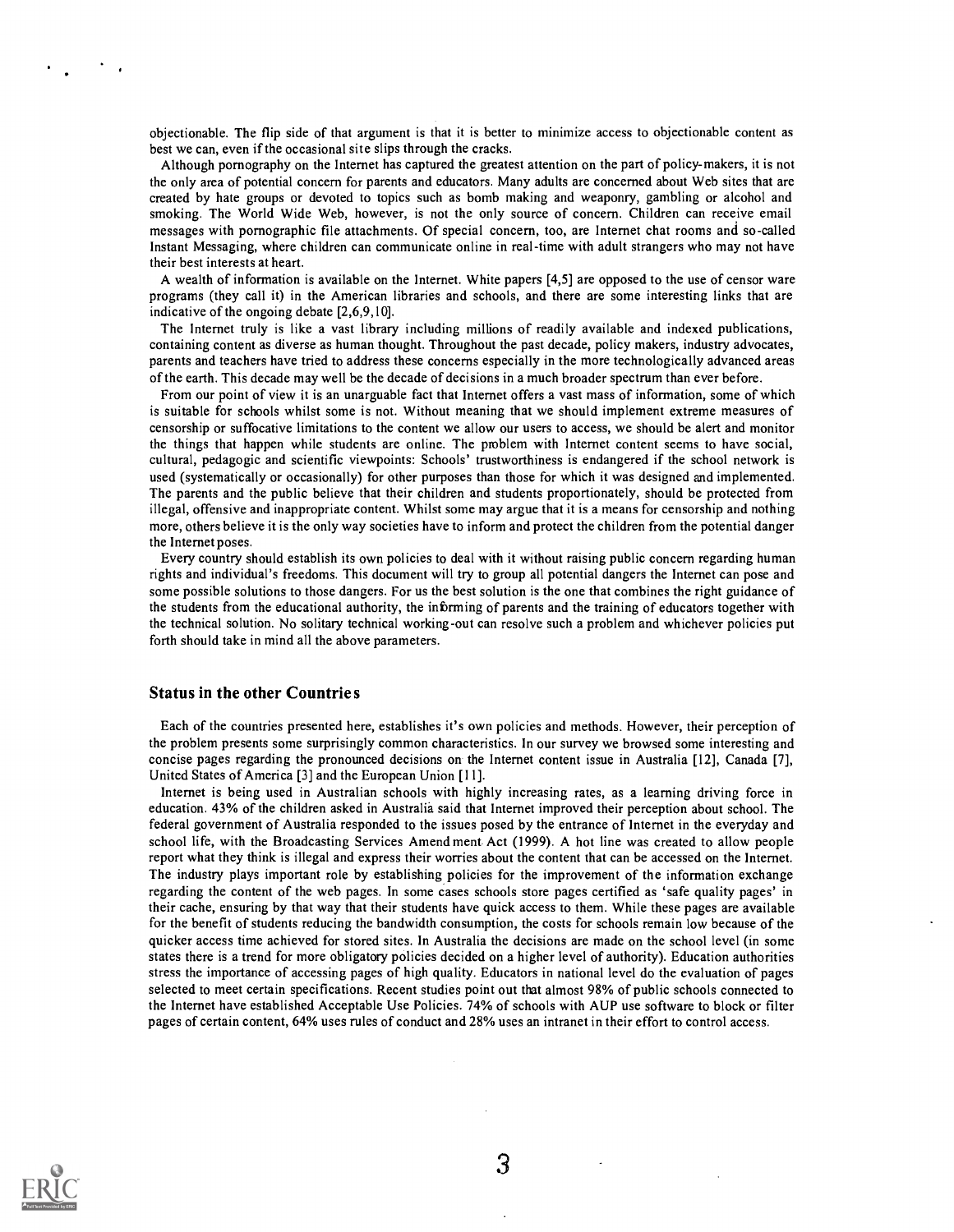objectionable. The flip side of that argument is that it is better to minimize access to objectionable content as best we can, even if the occasional site slips through the cracks.

Although pornography on the Internet has captured the greatest attention on the part of policy-makers, it is not the only area of potential concern for parents and educators. Many adults are concerned about Web sites that are created by hate groups or devoted to topics such as bomb making and weaponry, gambling or alcohol and smoking. The World Wide Web, however, is not the only source of concern. Children can receive email messages with pornographic file attachments. Of special concern, too, are Internet chat rooms and so-called Instant Messaging, where children can communicate online in real-time with adult strangers who may not have their best interests at heart.

A wealth of information is available on the Internet. White papers [4,5] are opposed to the use of censor ware programs (they call it) in the American libraries and schools, and there are some interesting links that are indicative of the ongoing debate [2,6,9,10].

The Internet truly is like a vast library including millions of readily available and indexed publications, containing content as diverse as human thought. Throughout the past decade, policy makers, industry advocates, parents and teachers have tried to address these concerns especially in the more technologically advanced areas of the earth. This decade may well be the decade of decisions in a much broader spectrum than ever before.

From our point of view it is an unarguable fact that Internet offers a vast mass of information, some of which is suitable for schools whilst some is not. Without meaning that we should implement extreme measures of censorship or suffocative limitations to the content we allow our users to access, we should be alert and monitor the things that happen while students are online. The problem with Internet content seems to have social, cultural, pedagogic and scientific viewpoints: Schools' trustworthiness is endangered if the school network is used (systematically or occasionally) for other purposes than those for which it was designed and implemented. The parents and the public believe that their children and students proportionately, should be protected from illegal, offensive and inappropriate content. Whilst some may argue that it is a means for censorship and nothing more, others believe it is the only way societies have to inform and protect the children from the potential danger the Internet poses.

Every country should establish its own policies to deal with it without raising public concern regarding human rights and individual's freedoms. This document will try to group all potential dangers the Internet can pose and some possible solutions to those dangers. For us the best solution is the one that combines the right guidance of the students from the educational authority, the informing of parents and the training of educators together with the technical solution. No solitary technical working-out can resolve such a problem and whichever policies put forth should take in mind all the above parameters.

## Status in the other Countries

Each of the countries presented here, establishes it's own policies and methods. However, their perception of the problem presents some surprisingly common characteristics. In our survey we browsed some interesting and concise pages regarding the pronounced decisions on the Internet content issue in Australia [12], Canada [7], United States of America [3] and the European Union [11].

Internet is being used in Australian schools with highly increasing rates, as a learning driving force in education. 43% of the children asked in Australia said that Internet improved their perception about school. The federal government of Australia responded to the issues posed by the entrance of Internet in the everyday and school life, with the Broadcasting Services Amendment Act (1999). A hot line was created to allow people report what they think is illegal and express their worries about the content that can be accessed on the Internet. The industry plays important role by establishing policies for the improvement of the information exchange regarding the content of the web pages. In some cases schools store pages certified as 'safe quality pages' in their cache, ensuring by that way that their students have quick access to them. While these pages are available for the benefit of students reducing the bandwidth consumption, the costs for schools remain low because of the quicker access time achieved for stored sites. In Australia the decisions are made on the school level (in some states there is a trend for more obligatory policies decided on a higher level of authority). Education authorities stress the importance of accessing pages of high quality. Educators in national level do the evaluation of pages selected to meet certain specifications. Recent studies point out that almost 98% of public schools connected to the Internet have established Acceptable Use Policies. 74% of schools with AUP use software to block or filter pages of certain content, 64% uses rules of conduct and 28% uses an intranet in their effort to control access.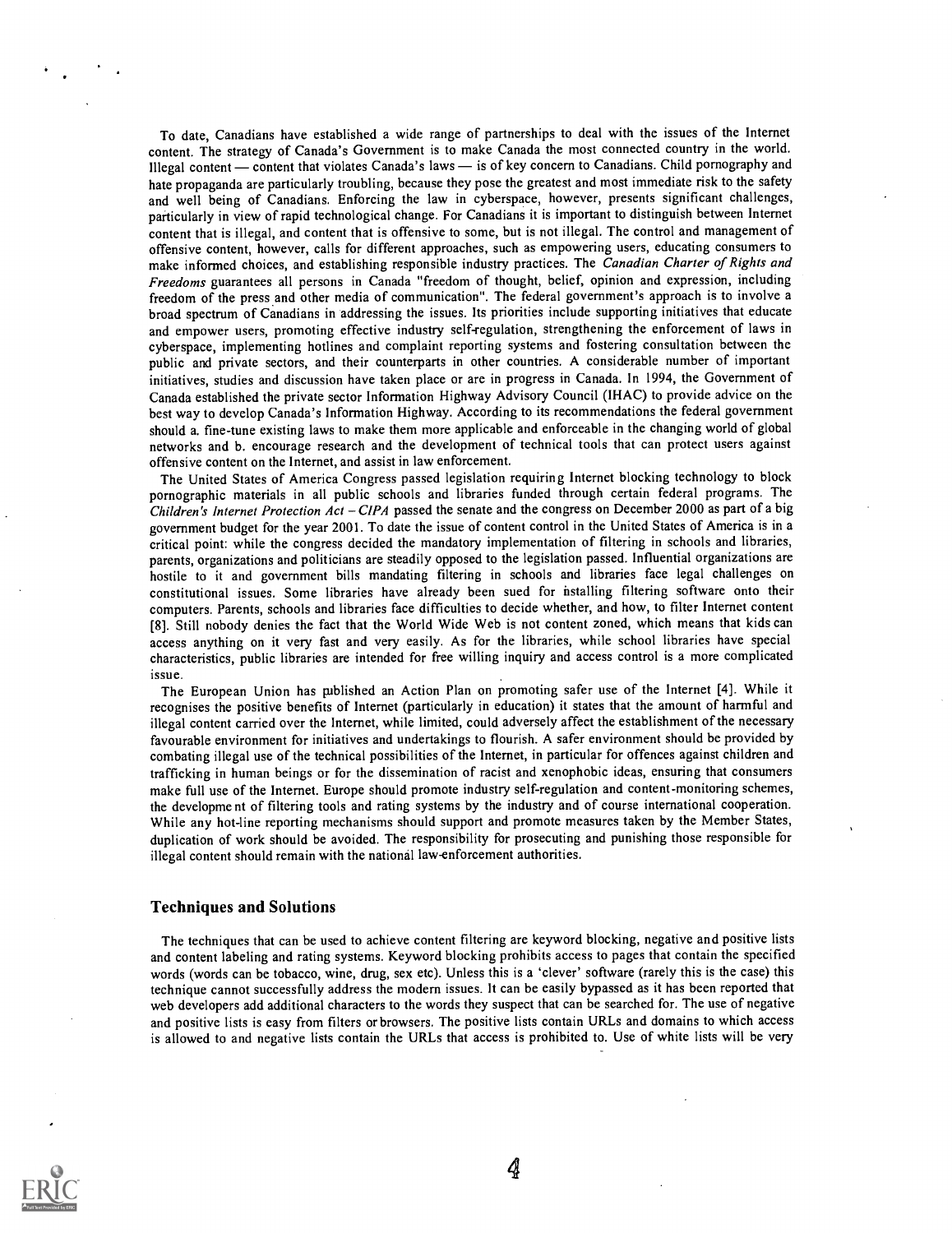To date, Canadians have established a wide range of partnerships to deal with the issues of the Internet content. The strategy of Canada's Government is to make Canada the most connected country in the world. Illegal content — content that violates Canada's laws — is of key concern to Canadians. Child pornography and hate propaganda are particularly troubling, because they pose the greatest and most immediate risk to the safety and well being of Canadians. Enforcing the law in cyberspace, however, presents significant challenges, particularly in view of rapid technological change. For Canadians it is important to distinguish between Internet content that is illegal, and content that is offensive to some, but is not illegal. The control and management of offensive content, however, calls for different approaches, such as empowering users, educating consumers to make informed choices, and establishing responsible industry practices. The *Canadian Charter of Rights and Freedoms* guarantees all persons in Canada "freedom of thought, belief, opinion and expression, including freedom of the press and other media of communication". The federal government's approach is to involve a broad spectrum of Canadians in addressing the issues. Its priorities include supporting initiatives that educate and empower users, promoting effective industry self-regulation, strengthening the enforcement of laws in cyberspace, implementing hotlines and complaint reporting systems and fostering consultation between the public and private sectors, and their counterparts in other countries. A considerable number of important initiatives, studies and discussion have taken place or are in progress in Canada. In 1994, the Government of Canada established the private sector Information Highway Advisory Council (IHAC) to provide advice on the best way to develop Canada's Information Highway. According to its recommendations the federal government should a. fine-tune existing laws to make them more applicable and enforceable in the changing world of global networks and b. encourage research and the development of technical tools that can protect users against offensive content on the Internet, and assist in law enforcement.

The United States of America Congress passed legislation requiring Internet blocking technology to block pornographic materials in all public schools and libraries funded through certain federal programs. The *Children's Internet Protection Act – CIPA* passed the senate and the congress on December 2000 as part of a big government budget for the year 2001. To date the issue of content control in the United States of America is in a critical point: while the congress decided the mandatory implementation of filtering in schools and libraries, parents, organizations and politicians are steadily opposed to the legislation passed. Influential organizations are hostile to it and government bills mandating filtering in schools and libraries face legal challenges on constitutional issues. Some libraries have already been sued for installing filtering software onto their computers. Parents, schools and libraries face difficulties to decide whether, and how, to filter Internet content [8]. Still nobody denies the fact that the World Wide Web is not content zoned, which means that kids can access anything on it very fast and very easily. As for the libraries, while school libraries have special characteristics, public libraries are intended for free willing inquiry and access control is a more complicated issue.

The European Union has published an Action Plan on promoting safer use of the Internet [4]. While it recognises the positive benefits of Internet (particularly in education) it states that the amount of harmful and illegal content carried over the Internet, while limited, could adversely affect the establishment of the necessary favourable environment for initiatives and undertakings to flourish. A safer environment should be provided by combating illegal use of the technical possibilities of the Internet, in particular for offences against children and trafficking in human beings or for the dissemination of racist and xenophobic ideas, ensuring that consumers make full use of the Internet. Europe should promote industry self-regulation and content-monitoring schemes, the development of filtering tools and rating systems by the industry and of course international cooperation. While any hot-line reporting mechanisms should support and promote measures taken by the Member States, duplication of work should be avoided. The responsibility for prosecuting and punishing those responsible for illegal content should remain with the national law-enforcement authorities.

## Techniques and Solutions

The techniques that can be used to achieve content filtering are keyword blocking, negative and positive lists and content labeling and rating systems. Keyword blocking prohibits access to pages that contain the specified words (words can be tobacco, wine, drug, sex etc). Unless this is a 'clever' software (rarely this is the case) this technique cannot successfully address the modern issues. It can be easily bypassed as it has been reported that web developers add additional characters to the words they suspect that can be searched for. The use of negative and positive lists is easy from filters or browsers. The positive lists contain URLs and domains to which access is allowed to and negative lists contain the URLs that access is prohibited to. Use of white lists will be very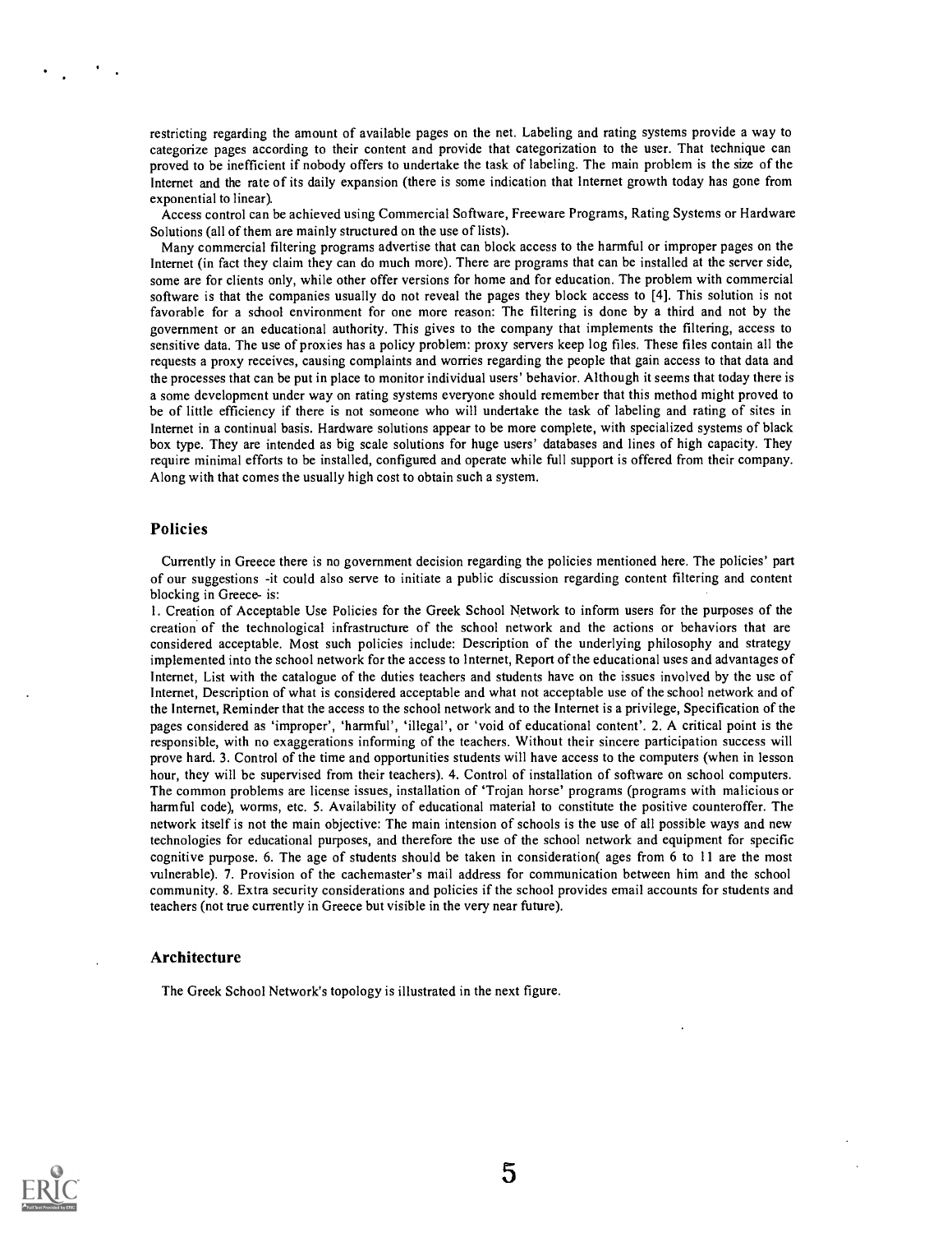restricting regarding the amount of available pages on the net. Labeling and rating systems provide a way to categorize pages according to their content and provide that categorization to the user. That technique can proved to be inefficient if nobody offers to undertake the task of labeling. The main problem is the size of the Internet and the rate of its daily expansion (there is some indication that Internet growth today has gone from exponential to linear).

Access control can be achieved using Commercial Software, Freeware Programs, Rating Systems or Hardware Solutions (all of them are mainly structured on the use of lists).

Many commercial filtering programs advertise that can block access to the harmful or improper pages on the Internet (in fact they claim they can do much more). There are programs that can be installed at the server side, some are for clients only, while other offer versions for home and for education. The problem with commercial software is that the companies usually do not reveal the pages they block access to [4]. This solution is not favorable for a school environment for one more reason: The filtering is done by a third and not by the government or an educational authority. This gives to the company that implements the filtering, access to sensitive data. The use of proxies has a policy problem: proxy servers keep log files. These files contain all the requests a proxy receives, causing complaints and worries regarding the people that gain access to that data and the processes that can be put in place to monitor individual users' behavior. Although it seems that today there is a some development under way on rating systems everyone should remember that this method might proved to be of little efficiency if there is not someone who will undertake the task of labeling and rating of sites in Internet in a continual basis. Hardware solutions appear to be more complete, with specialized systems of black box type. They are intended as big scale solutions for huge users' databases and lines of high capacity. They require minimal efforts to be installed, configured and operate while full support is offered from their company. Along with that comes the usually high cost to obtain such a system.

## Policies

Currently in Greece there is no government decision regarding the policies mentioned here. The policies' part of our suggestions -it could also serve to initiate a public discussion regarding content filtering and content blocking in Greece- is:

1. Creation of Acceptable Use Policies for the Greek School Network to inform users for the purposes of the creation of the technological infrastructure of the school network and the actions or behaviors that are considered acceptable. Most such policies include: Description of the underlying philosophy and strategy implemented into the school network for the access to Internet, Report of the educational uses and advantages of Internet, List with the catalogue of the duties teachers and students have on the issues involved by the use of Internet, Description of what is considered acceptable and what not acceptable use of the school network and of the Internet, Reminder that the access to the school network and to the Internet is a privilege, Specification of the pages considered as 'improper', 'harmful', 'illegal', or 'void of educational content'. 2. A critical point is the responsible, with no exaggerations informing of the teachers. Without their sincere participation success will prove hard. 3. Control of the time and opportunities students will have access to the computers (when in lesson hour, they will be supervised from their teachers). 4. Control of installation of software on school computers. The common problems are license issues, installation of 'Trojan horse' programs (programs with malicious or harmful code), worms, etc. 5. Availability of educational material to constitute the positive counteroffer. The network itself is not the main objective: The main intension of schools is the use of all possible ways and new technologies for educational purposes, and therefore the use of the school network and equipment for specific cognitive purpose. 6. The age of students should be taken in consideration( ages from 6 to 11 are the most vulnerable). 7. Provision of the cachemaster's mail address for communication between him and the school community. 8. Extra security considerations and policies if the school provides email accounts for students and teachers (not true currently in Greece but visible in the very near future).

## Architecture

The Greek School Network's topology is illustrated in the next figure.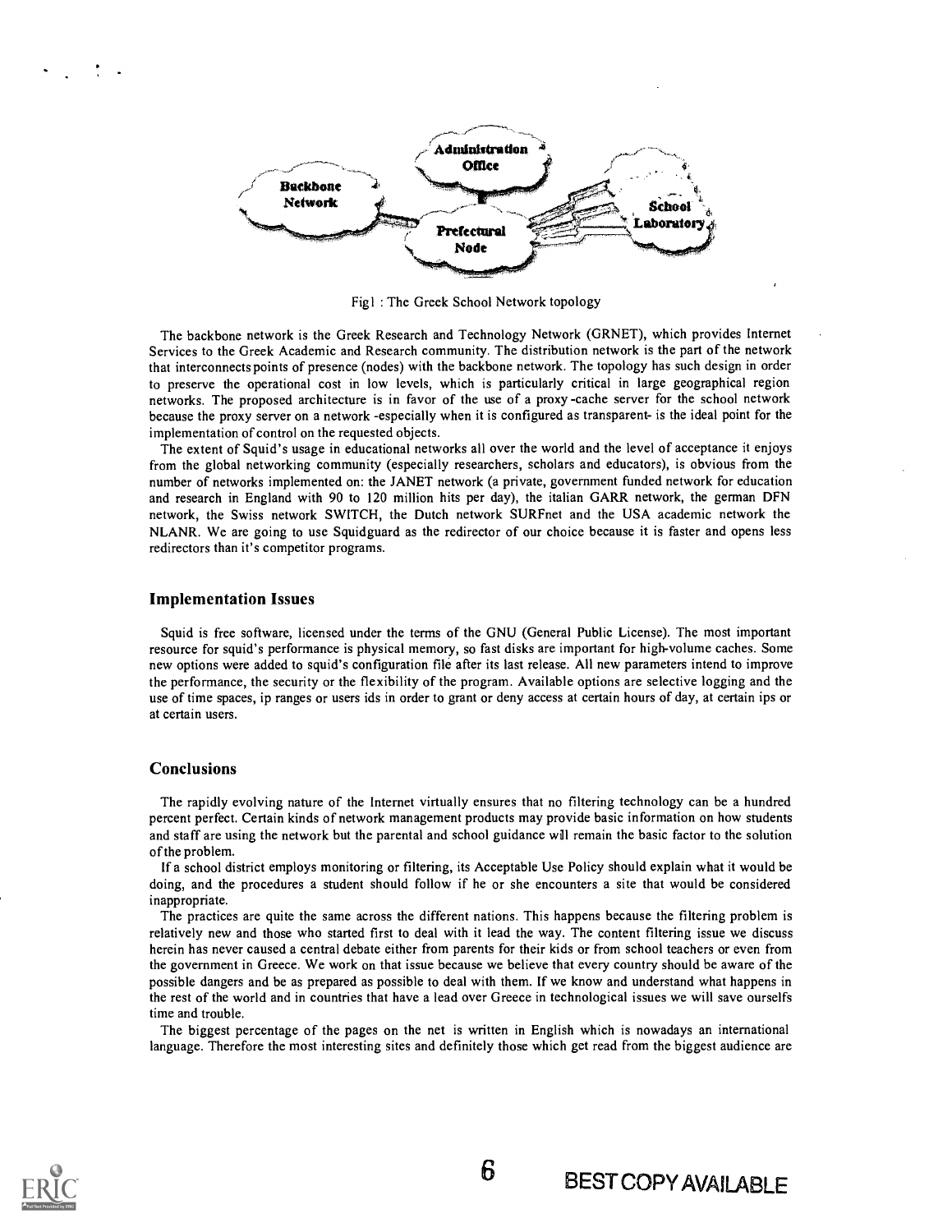Fig1 : The Greek School Network topology

The backbone network is the Greek Research and Technology Network (GRNET), which provides Internet Services to the Greek Academic and Research community. The distribution network is the part of the network that interconnects points of presence (nodes) with the backbone network. The topology has such design in order to preserve the operational cost in low levels, which is particularly critical in large geographical region networks. The proposed architecture is in favor of the use of a proxy-cache server for the school network because the proxy server on a network -especially when it is configured as transparent- is the ideal point for the implementation of control on the requested objects.

The extent of Squid's usage in educational networks all over the world and the level of acceptance it enjoys from the global networking community (especially researchers, scholars and educators), is obvious from the number of networks implemented on: the JANET network (a private, government funded network for education and research in England with 90 to 120 million hits per day), the italian GARR network, the german DFN network, the Swiss network SWITCH, the Dutch network SURFnet and the USA academic network the NLANR. We are going to use Squidguard as the redirector of our choice because it is faster and opens less redirectors than it's competitor programs.

## Implementation Issues

Squid is free software, licensed under the terms of the GNU (General Public License). The most important resource for squid's performance is physical memory, so fast disks are important for high-volume caches. Some new options were added to squid's configuration file after its last release. All new parameters intend to improve the performance, the security or the flexibility of the program. Available options are selective logging and the use of time spaces, ip ranges or users ids in order to grant or deny access at certain hours of day, at certain ips or at certain users.

## Conclusions

The rapidly evolving nature of the Internet virtually ensures that no filtering technology can be a hundred percent perfect. Certain kinds of network management products may provide basic information on how students and staff are using the network but the parental and school guidance will remain the basic factor to the solution of the problem.

If a school district employs monitoring or filtering, its Acceptable Use Policy should explain what it would be doing, and the procedures a student should follow if he or she encounters a site that would be considered inappropriate.

The practices are quite the same across the different nations. This happens because the filtering problem is relatively new and those who started first to deal with it lead the way. The content filtering issue we discuss herein has never caused a central debate either from parents for their kids or from school teachers or even from the government in Greece. We work on that issue because we believe that every country should be aware of the possible dangers and be as prepared as possible to deal with them. If we know and understand what happens in the rest of the world and in countries that have a lead over Greece in technological issues we will save ourselfs time and trouble.

The biggest percentage of the pages on the net is written in English which is nowadays an international language. Therefore the most interesting sites and definitely those which get read from the biggest audience are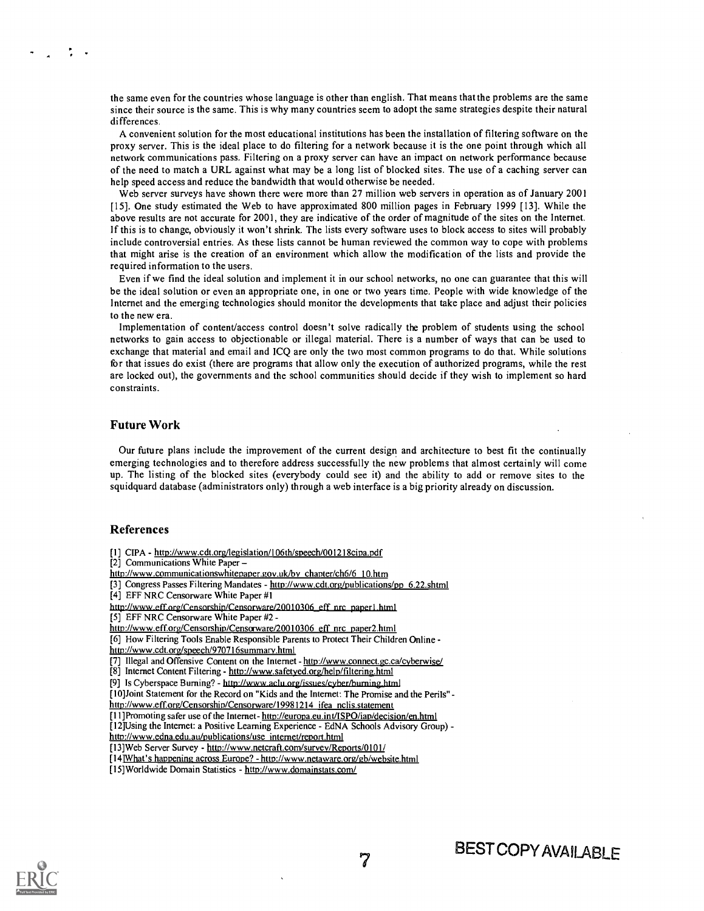the same even for the countries whose language is other than english. That means that the problems are the same since their source is the same. This is why many countries seem to adopt the same strategies despite their natural differences.

A convenient solution for the most educational institutions has been the installation of filtering software on the proxy server. This is the ideal place to do filtering for a network because it is the one point through which all network communications pass. Filtering on a proxy server can have an impact on network performance because of the need to match a URL against what may be a long list of blocked sites. The use of a caching server can help speed access and reduce the bandwidth that would otherwise be needed.

Web server surveys have shown there were more than 27 million web servers in operation as of January 2001 [15]. One study estimated the Web to have approximated 800 million pages in February 1999 [13]. While the above results are not accurate for 2001, they are indicative of the order of magnitude of the sites on the Internet. If this is to change, obviously it won't shrink. The lists every software uses to block access to sites will probably include controversial entries. As these lists cannot be human reviewed the common way to cope with problems that might arise is the creation of an environment which allow the modification of the lists and provide the required information to the users.

Even if we find the ideal solution and implement it in our school networks, no one can guarantee that this will be the ideal solution or even an appropriate one, in one or two years time. People with wide knowledge of the Internet and the emerging technologies should monitor the developments that take place and adjust their policies to the new era.

Implementation of content/access control doesn't solve radically the problem of students using the school networks to gain access to objectionable or illegal material. There is a number of ways that can be used to exchange that material and email and ICQ are only the two most common programs to do that. While solutions for that issues do exist (there are programs that allow only the execution of authorized programs, while the rest are locked out), the governments and the school communities should decide if they wish to implement so hard constraints.

## Future Work

Our future plans include the improvement of the current design and architecture to best fit the continually emerging technologies and to therefore address successfully the new problems that almost certainly will come up. The listing of the blocked sites (everybody could see it) and the ability to add or remove sites to the squidquard database (administrators only) through a web interface is a big priority already on discussion.

## References

[1] CIPA - http://www.cdt.org/legislation/106th/speech/001218cipa.pdf
[2] Communications White Paper – http://www.communicationswhitepaper.gov.uk/by_chapter/ch6/6_10.htm
[3] Congress Passes Filtering Mandates - http://www.cdt.org/publications/pp_6.22.shtml
[4] EFF NRC Censorware White Paper #1 http://www.eff.org/Censorship/Censorware/20010306_eff_nrc_paper1.html
[5] EFF NRC Censorware White Paper #2 - http://www.eff.org/Censorship/Censorware/20010306_eff_nrc_paper2.html
[6] How Filtering Tools Enable Responsible Parents to Protect Their Children Online - http://www.cdt.org/speech/970716summary.html
[7] Illegal and Offensive Content on the Internet - http://www.connect.gc.ca/cyberwise/
[8] Internet Content Filtering - http://www.safetyed.org/help/filtering.html
[9] Is Cyberspace Burning? - http://www.aclu.org/issues/cyber/burning.html
[10] Joint Statement for the Record on "Kids and the Internet: The Promise and the Perils" - http://www.eff.org/Censorship/Censorware/19981214_ifea_nclis.statement
[11] Promoting safer use of the Internet - http://europa.eu.int/ISPO/iap/decision/en.html
[12] Using the Internet: a Positive Learning Experience - EdNA Schools Advisory Group) - http://www.edna.edu.au/publications/use_internet/report.html
[13] Web Server Survey - http://www.netcraft.com/survey/Reports/0101/
[14] What's happening across Europe? - http://www.netaware.org/gb/website.html
[15] Worldwide Domain Statistics - http://www.domainstats.com/

BEST COPY AVAILABLE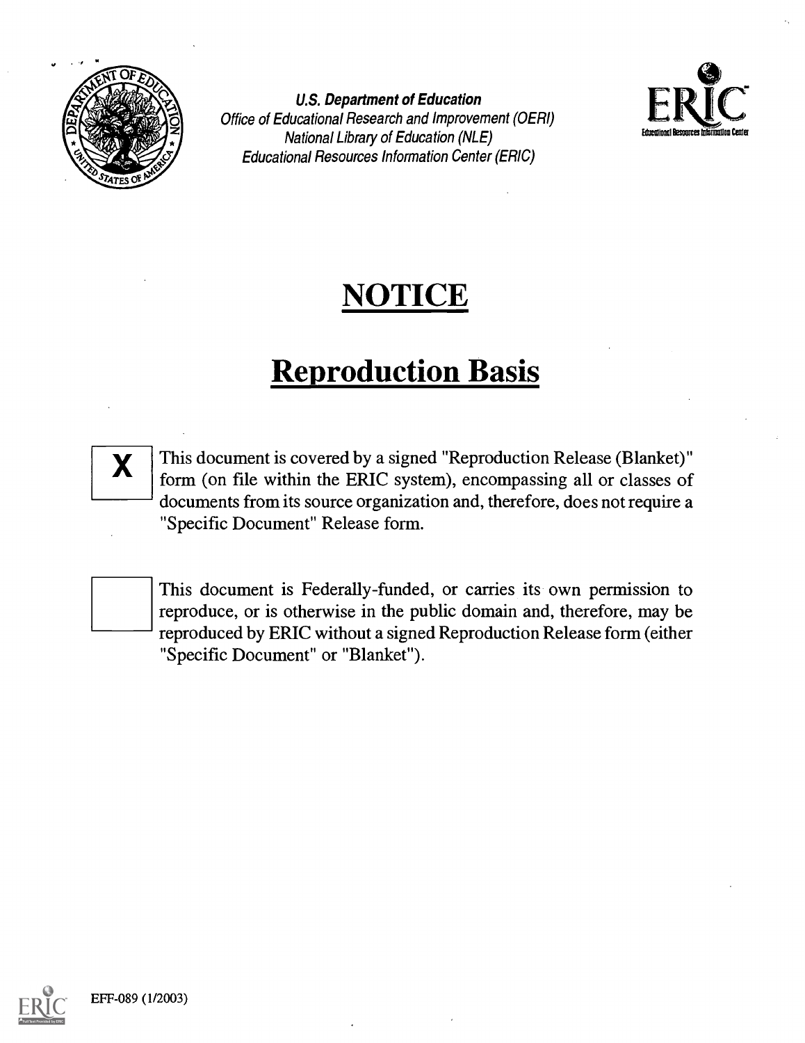**U.S. Department of Education**
*Office of Educational Research and Improvement (OERI)*
*National Library of Education (NLE)*
*Educational Resources Information Center (ERIC)*

# NOTICE

# Reproduction Basis

- [X] This document is covered by a signed "Reproduction Release (Blanket)" form (on file within the ERIC system), encompassing all or classes of documents from its source organization and, therefore, does not require a "Specific Document" Release form.

- [ ] This document is Federally-funded, or carries its own permission to reproduce, or is otherwise in the public domain and, therefore, may be reproduced by ERIC without a signed Reproduction Release form (either "Specific Document" or "Blanket").

EFF-089 (1/2003)